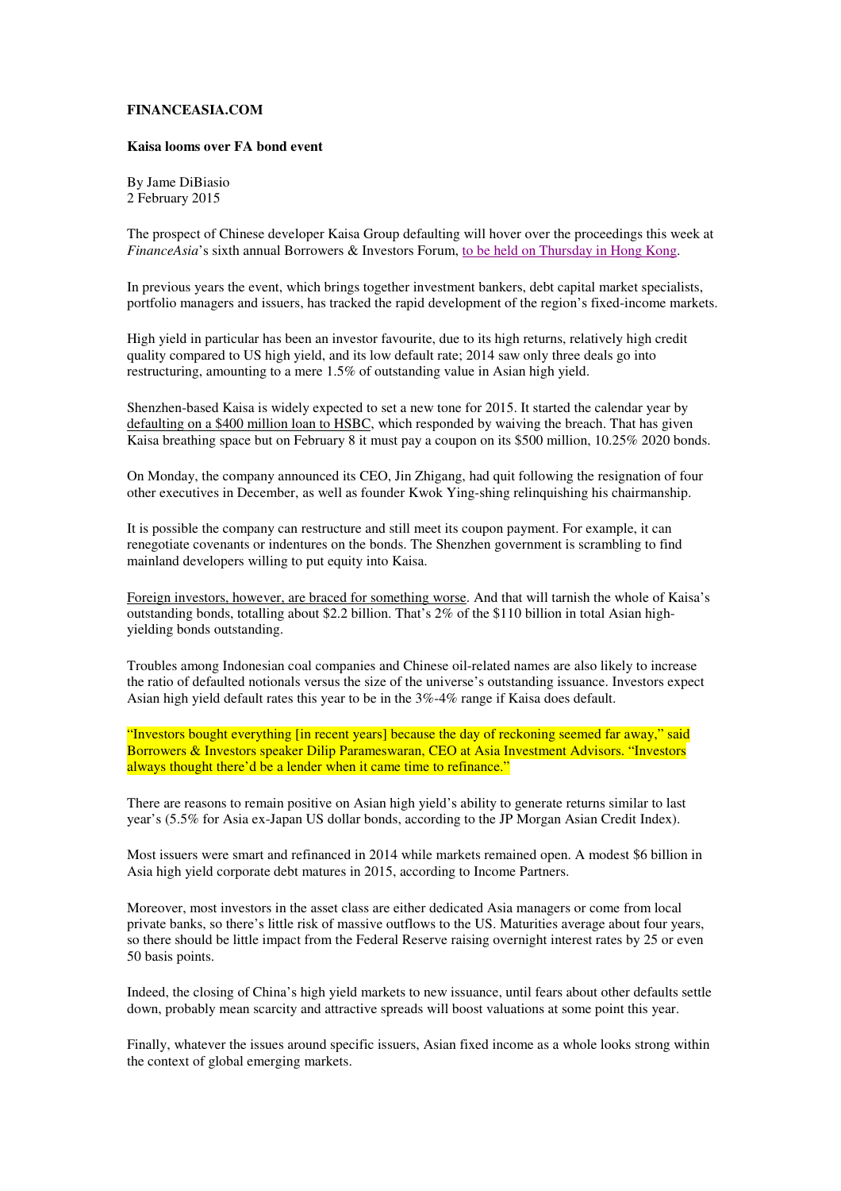**FINANCEASIA.COM**

**Kaisa looms over FA bond event**

By Jame DiBiasio
2 February 2015

The prospect of Chinese developer Kaisa Group defaulting will hover over the proceedings this week at *FinanceAsia*'s sixth annual Borrowers & Investors Forum, to be held on Thursday in Hong Kong.

In previous years the event, which brings together investment bankers, debt capital market specialists, portfolio managers and issuers, has tracked the rapid development of the region's fixed-income markets.

High yield in particular has been an investor favourite, due to its high returns, relatively high credit quality compared to US high yield, and its low default rate; 2014 saw only three deals go into restructuring, amounting to a mere 1.5% of outstanding value in Asian high yield.

Shenzhen-based Kaisa is widely expected to set a new tone for 2015. It started the calendar year by defaulting on a $400 million loan to HSBC, which responded by waiving the breach. That has given Kaisa breathing space but on February 8 it must pay a coupon on its $500 million, 10.25% 2020 bonds.

On Monday, the company announced its CEO, Jin Zhigang, had quit following the resignation of four other executives in December, as well as founder Kwok Ying-shing relinquishing his chairmanship.

It is possible the company can restructure and still meet its coupon payment. For example, it can renegotiate covenants or indentures on the bonds. The Shenzhen government is scrambling to find mainland developers willing to put equity into Kaisa.

Foreign investors, however, are braced for something worse. And that will tarnish the whole of Kaisa's outstanding bonds, totalling about $2.2 billion. That's 2% of the $110 billion in total Asian high-yielding bonds outstanding.

Troubles among Indonesian coal companies and Chinese oil-related names are also likely to increase the ratio of defaulted notionals versus the size of the universe's outstanding issuance. Investors expect Asian high yield default rates this year to be in the 3%-4% range if Kaisa does default.

"Investors bought everything [in recent years] because the day of reckoning seemed far away," said Borrowers & Investors speaker Dilip Parameswaran, CEO at Asia Investment Advisors. "Investors always thought there'd be a lender when it came time to refinance."

There are reasons to remain positive on Asian high yield's ability to generate returns similar to last year's (5.5% for Asia ex-Japan US dollar bonds, according to the JP Morgan Asian Credit Index).

Most issuers were smart and refinanced in 2014 while markets remained open. A modest $6 billion in Asia high yield corporate debt matures in 2015, according to Income Partners.

Moreover, most investors in the asset class are either dedicated Asia managers or come from local private banks, so there's little risk of massive outflows to the US. Maturities average about four years, so there should be little impact from the Federal Reserve raising overnight interest rates by 25 or even 50 basis points.

Indeed, the closing of China's high yield markets to new issuance, until fears about other defaults settle down, probably mean scarcity and attractive spreads will boost valuations at some point this year.

Finally, whatever the issues around specific issuers, Asian fixed income as a whole looks strong within the context of global emerging markets.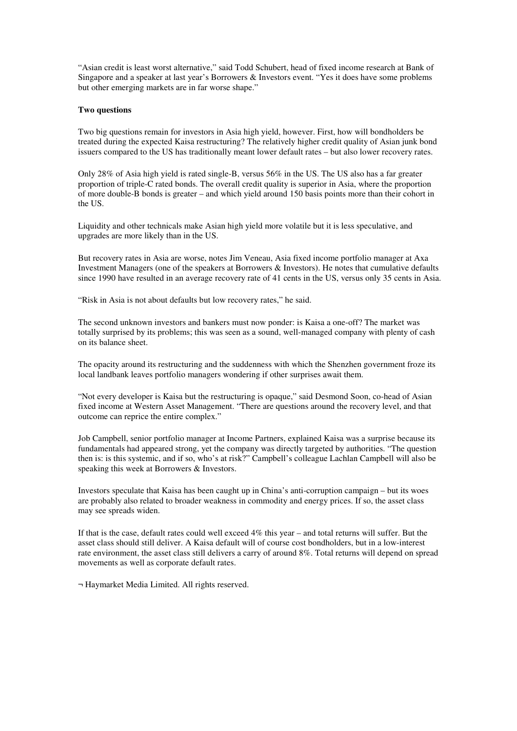"Asian credit is least worst alternative," said Todd Schubert, head of fixed income research at Bank of Singapore and a speaker at last year's Borrowers & Investors event. "Yes it does have some problems but other emerging markets are in far worse shape."

**Two questions**

Two big questions remain for investors in Asia high yield, however. First, how will bondholders be treated during the expected Kaisa restructuring? The relatively higher credit quality of Asian junk bond issuers compared to the US has traditionally meant lower default rates – but also lower recovery rates.

Only 28% of Asia high yield is rated single-B, versus 56% in the US. The US also has a far greater proportion of triple-C rated bonds. The overall credit quality is superior in Asia, where the proportion of more double-B bonds is greater – and which yield around 150 basis points more than their cohort in the US.

Liquidity and other technicals make Asian high yield more volatile but it is less speculative, and upgrades are more likely than in the US.

But recovery rates in Asia are worse, notes Jim Veneau, Asia fixed income portfolio manager at Axa Investment Managers (one of the speakers at Borrowers & Investors). He notes that cumulative defaults since 1990 have resulted in an average recovery rate of 41 cents in the US, versus only 35 cents in Asia.

"Risk in Asia is not about defaults but low recovery rates," he said.

The second unknown investors and bankers must now ponder: is Kaisa a one-off? The market was totally surprised by its problems; this was seen as a sound, well-managed company with plenty of cash on its balance sheet.

The opacity around its restructuring and the suddenness with which the Shenzhen government froze its local landbank leaves portfolio managers wondering if other surprises await them.

"Not every developer is Kaisa but the restructuring is opaque," said Desmond Soon, co-head of Asian fixed income at Western Asset Management. "There are questions around the recovery level, and that outcome can reprice the entire complex."

Job Campbell, senior portfolio manager at Income Partners, explained Kaisa was a surprise because its fundamentals had appeared strong, yet the company was directly targeted by authorities. "The question then is: is this systemic, and if so, who's at risk?" Campbell's colleague Lachlan Campbell will also be speaking this week at Borrowers & Investors.

Investors speculate that Kaisa has been caught up in China's anti-corruption campaign – but its woes are probably also related to broader weakness in commodity and energy prices. If so, the asset class may see spreads widen.

If that is the case, default rates could well exceed 4% this year – and total returns will suffer. But the asset class should still deliver. A Kaisa default will of course cost bondholders, but in a low-interest rate environment, the asset class still delivers a carry of around 8%. Total returns will depend on spread movements as well as corporate default rates.

¬ Haymarket Media Limited. All rights reserved.